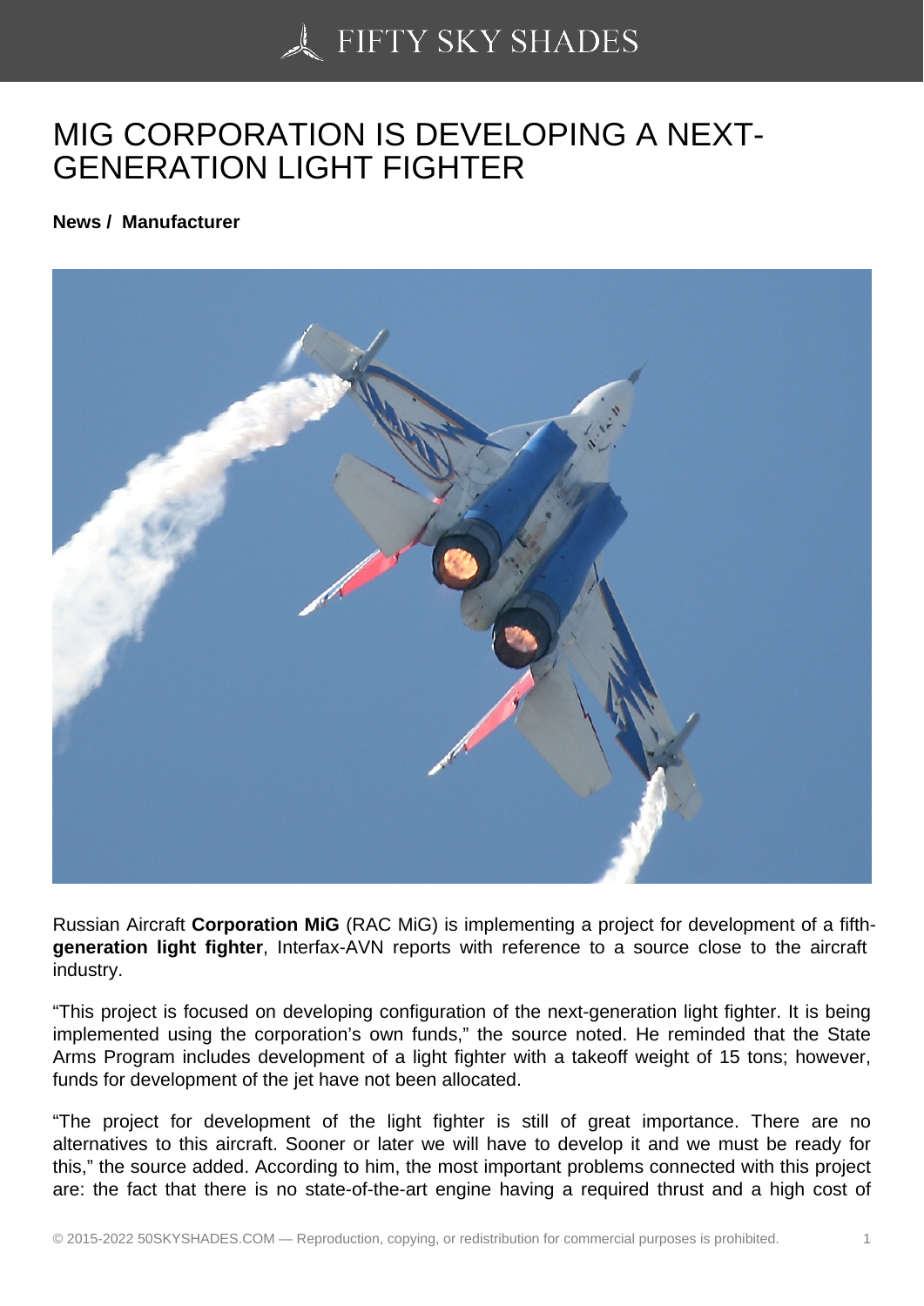# MIG CORPORATION IS DEVELOPING A NEXT-GENERATION LIGHT FIGHTER

**News / Manufacturer**

Russian Aircraft **Corporation MiG** (RAC MiG) is implementing a project for development of a fifth-**generation light fighter**, Interfax-AVN reports with reference to a source close to the aircraft industry.

“This project is focused on developing configuration of the next-generation light fighter. It is being implemented using the corporation’s own funds,” the source noted. He reminded that the State Arms Program includes development of a light fighter with a takeoff weight of 15 tons; however, funds for development of the jet have not been allocated.

“The project for development of the light fighter is still of great importance. There are no alternatives to this aircraft. Sooner or later we will have to develop it and we must be ready for this,” the source added. According to him, the most important problems connected with this project are: the fact that there is no state-of-the-art engine having a required thrust and a high cost of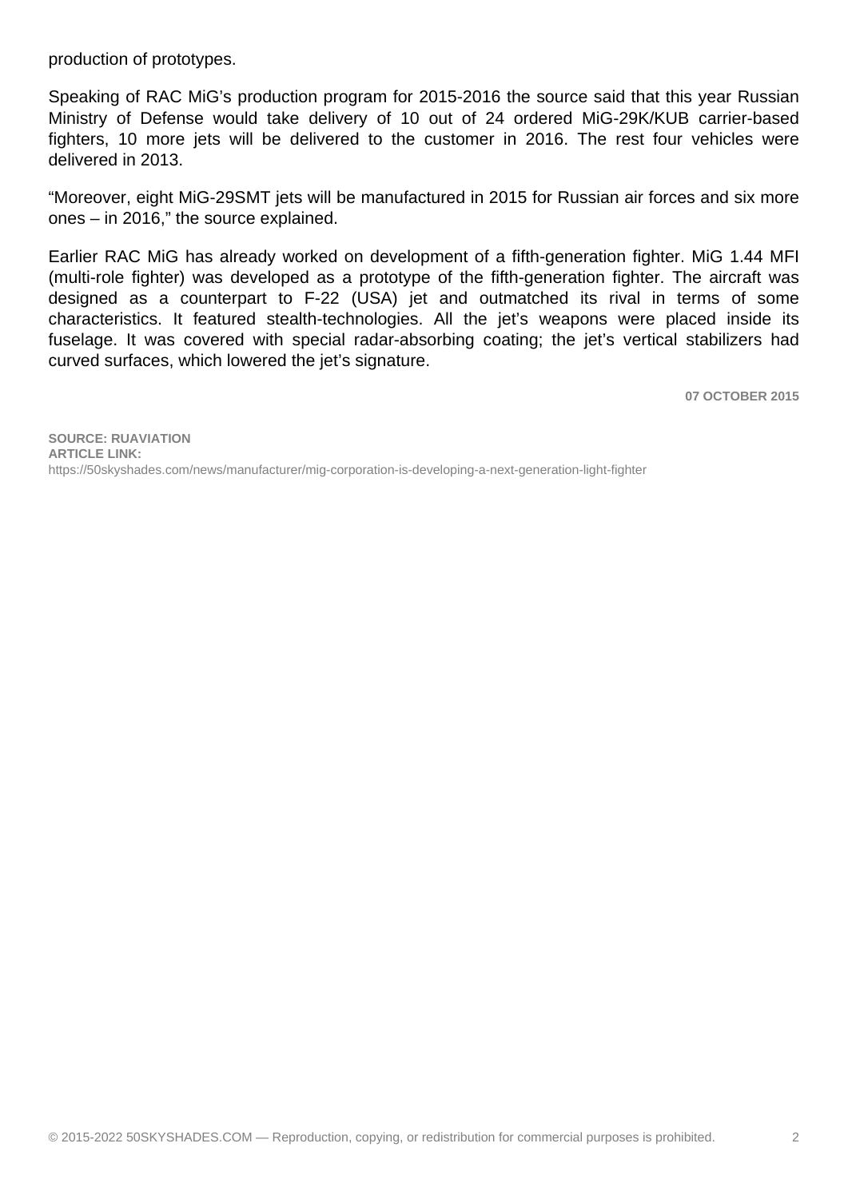production of prototypes.

Speaking of RAC MiG's production program for 2015-2016 the source said that this year Russian Ministry of Defense would take delivery of 10 out of 24 ordered MiG-29K/KUB carrier-based fighters, 10 more jets will be delivered to the customer in 2016. The rest four vehicles were delivered in 2013.

"Moreover, eight MiG-29SMT jets will be manufactured in 2015 for Russian air forces and six more ones – in 2016," the source explained.

Earlier RAC MiG has already worked on development of a fifth-generation fighter. MiG 1.44 MFI (multi-role fighter) was developed as a prototype of the fifth-generation fighter. The aircraft was designed as a counterpart to F-22 (USA) jet and outmatched its rival in terms of some characteristics. It featured stealth-technologies. All the jet's weapons were placed inside its fuselage. It was covered with special radar-absorbing coating; the jet's vertical stabilizers had curved surfaces, which lowered the jet's signature.

**07 OCTOBER 2015**

**SOURCE: RUAVIATION**
**ARTICLE LINK:**
https://50skyshades.com/news/manufacturer/mig-corporation-is-developing-a-next-generation-light-fighter